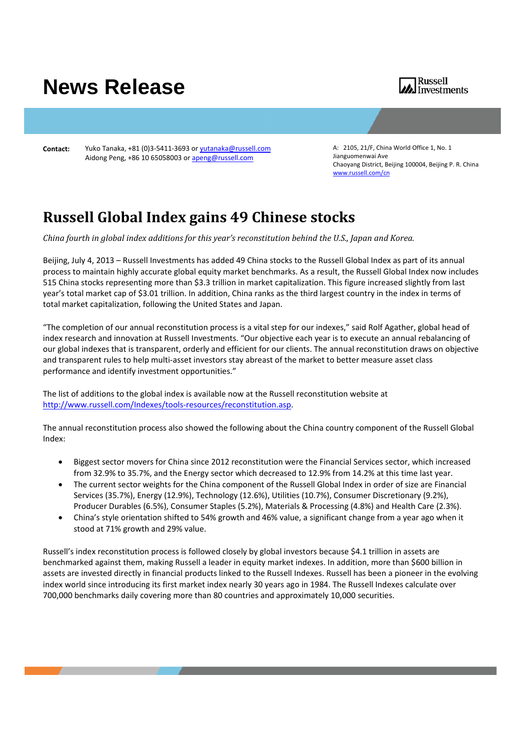# News Release

Russell Investments

**Contact:** Yuko Tanaka, +81 (0)3-5411-3693 or [yutanaka@russell.com](mailto:yutanaka@russell.com)
Aidong Peng, +86 10 65058003 or [apeng@russell.com](mailto:apeng@russell.com)

A: 2105, 21/F, China World Office 1, No. 1 Jianguomenwai Ave
Chaoyang District, Beijing 100004, Beijing P. R. China
[www.russell.com/cn](http://www.russell.com/cn)

## Russell Global Index gains 49 Chinese stocks

*China fourth in global index additions for this year's reconstitution behind the U.S., Japan and Korea.*

Beijing, July 4, 2013 – Russell Investments has added 49 China stocks to the Russell Global Index as part of its annual process to maintain highly accurate global equity market benchmarks. As a result, the Russell Global Index now includes 515 China stocks representing more than $3.3 trillion in market capitalization. This figure increased slightly from last year's total market cap of $3.01 trillion. In addition, China ranks as the third largest country in the index in terms of total market capitalization, following the United States and Japan.

"The completion of our annual reconstitution process is a vital step for our indexes," said Rolf Agather, global head of index research and innovation at Russell Investments. "Our objective each year is to execute an annual rebalancing of our global indexes that is transparent, orderly and efficient for our clients. The annual reconstitution draws on objective and transparent rules to help multi-asset investors stay abreast of the market to better measure asset class performance and identify investment opportunities."

The list of additions to the global index is available now at the Russell reconstitution website at [http://www.russell.com/Indexes/tools-resources/reconstitution.asp](http://www.russell.com/Indexes/tools-resources/reconstitution.asp).

The annual reconstitution process also showed the following about the China country component of the Russell Global Index:

- Biggest sector movers for China since 2012 reconstitution were the Financial Services sector, which increased from 32.9% to 35.7%, and the Energy sector which decreased to 12.9% from 14.2% at this time last year.
- The current sector weights for the China component of the Russell Global Index in order of size are Financial Services (35.7%), Energy (12.9%), Technology (12.6%), Utilities (10.7%), Consumer Discretionary (9.2%), Producer Durables (6.5%), Consumer Staples (5.2%), Materials & Processing (4.8%) and Health Care (2.3%).
- China's style orientation shifted to 54% growth and 46% value, a significant change from a year ago when it stood at 71% growth and 29% value.

Russell's index reconstitution process is followed closely by global investors because $4.1 trillion in assets are benchmarked against them, making Russell a leader in equity market indexes. In addition, more than $600 billion in assets are invested directly in financial products linked to the Russell Indexes. Russell has been a pioneer in the evolving index world since introducing its first market index nearly 30 years ago in 1984. The Russell Indexes calculate over 700,000 benchmarks daily covering more than 80 countries and approximately 10,000 securities.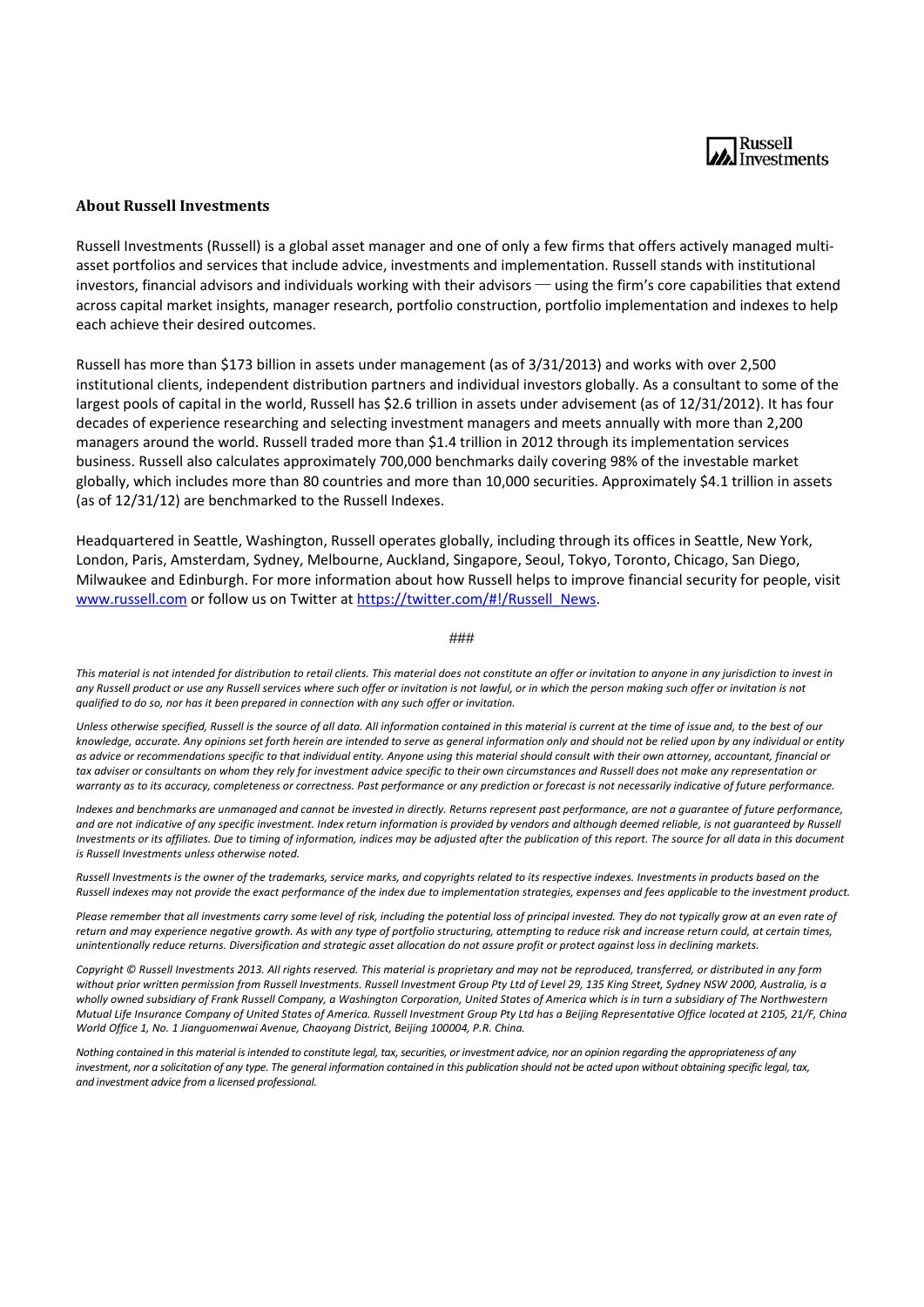Russell Investments

## About Russell Investments

Russell Investments (Russell) is a global asset manager and one of only a few firms that offers actively managed multi-asset portfolios and services that include advice, investments and implementation. Russell stands with institutional investors, financial advisors and individuals working with their advisors — using the firm's core capabilities that extend across capital market insights, manager research, portfolio construction, portfolio implementation and indexes to help each achieve their desired outcomes.

Russell has more than $173 billion in assets under management (as of 3/31/2013) and works with over 2,500 institutional clients, independent distribution partners and individual investors globally. As a consultant to some of the largest pools of capital in the world, Russell has $2.6 trillion in assets under advisement (as of 12/31/2012). It has four decades of experience researching and selecting investment managers and meets annually with more than 2,200 managers around the world. Russell traded more than $1.4 trillion in 2012 through its implementation services business. Russell also calculates approximately 700,000 benchmarks daily covering 98% of the investable market globally, which includes more than 80 countries and more than 10,000 securities. Approximately $4.1 trillion in assets (as of 12/31/12) are benchmarked to the Russell Indexes.

Headquartered in Seattle, Washington, Russell operates globally, including through its offices in Seattle, New York, London, Paris, Amsterdam, Sydney, Melbourne, Auckland, Singapore, Seoul, Tokyo, Toronto, Chicago, San Diego, Milwaukee and Edinburgh. For more information about how Russell helps to improve financial security for people, visit www.russell.com or follow us on Twitter at https://twitter.com/#!/Russell_News.

###

*This material is not intended for distribution to retail clients. This material does not constitute an offer or invitation to anyone in any jurisdiction to invest in any Russell product or use any Russell services where such offer or invitation is not lawful, or in which the person making such offer or invitation is not qualified to do so, nor has it been prepared in connection with any such offer or invitation.*

*Unless otherwise specified, Russell is the source of all data. All information contained in this material is current at the time of issue and, to the best of our knowledge, accurate. Any opinions set forth herein are intended to serve as general information only and should not be relied upon by any individual or entity as advice or recommendations specific to that individual entity. Anyone using this material should consult with their own attorney, accountant, financial or tax adviser or consultants on whom they rely for investment advice specific to their own circumstances and Russell does not make any representation or warranty as to its accuracy, completeness or correctness. Past performance or any prediction or forecast is not necessarily indicative of future performance.*

*Indexes and benchmarks are unmanaged and cannot be invested in directly. Returns represent past performance, are not a guarantee of future performance, and are not indicative of any specific investment. Index return information is provided by vendors and although deemed reliable, is not guaranteed by Russell Investments or its affiliates. Due to timing of information, indices may be adjusted after the publication of this report. The source for all data in this document is Russell Investments unless otherwise noted.*

*Russell Investments is the owner of the trademarks, service marks, and copyrights related to its respective indexes. Investments in products based on the Russell indexes may not provide the exact performance of the index due to implementation strategies, expenses and fees applicable to the investment product.*

*Please remember that all investments carry some level of risk, including the potential loss of principal invested. They do not typically grow at an even rate of return and may experience negative growth. As with any type of portfolio structuring, attempting to reduce risk and increase return could, at certain times, unintentionally reduce returns. Diversification and strategic asset allocation do not assure profit or protect against loss in declining markets.*

*Copyright © Russell Investments 2013. All rights reserved. This material is proprietary and may not be reproduced, transferred, or distributed in any form without prior written permission from Russell Investments. Russell Investment Group Pty Ltd of Level 29, 135 King Street, Sydney NSW 2000, Australia, is a wholly owned subsidiary of Frank Russell Company, a Washington Corporation, United States of America which is in turn a subsidiary of The Northwestern Mutual Life Insurance Company of United States of America. Russell Investment Group Pty Ltd has a Beijing Representative Office located at 2105, 21/F, China World Office 1, No. 1 Jianguomenwai Avenue, Chaoyang District, Beijing 100004, P.R. China.*

*Nothing contained in this material is intended to constitute legal, tax, securities, or investment advice, nor an opinion regarding the appropriateness of any investment, nor a solicitation of any type. The general information contained in this publication should not be acted upon without obtaining specific legal, tax, and investment advice from a licensed professional.*